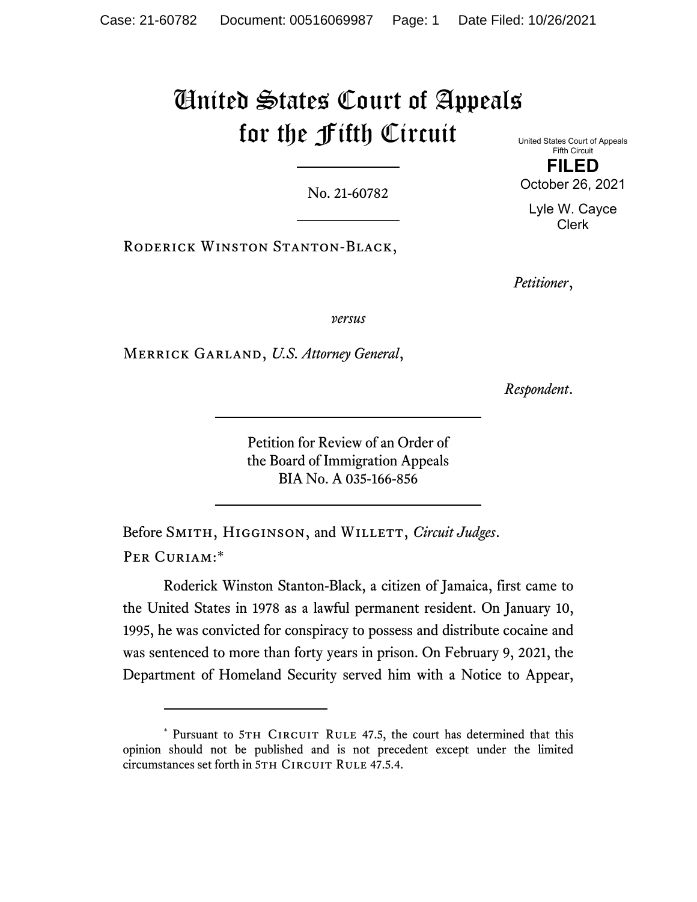# United States Court of Appeals for the Fifth Circuit

United States Court of Appeals
Fifth Circuit

**FILED**

October 26, 2021

Lyle W. Cayce
Clerk

No. 21-60782

Roderick Winston Stanton-Black,

*Petitioner*,

*versus*

Merrick Garland, *U.S. Attorney General*,

*Respondent*.

Petition for Review of an Order of
the Board of Immigration Appeals
BIA No. A 035-166-856

Before Smith, Higginson, and Willett, *Circuit Judges*.

Per Curiam:*

Roderick Winston Stanton-Black, a citizen of Jamaica, first came to the United States in 1978 as a lawful permanent resident. On January 10, 1995, he was convicted for conspiracy to possess and distribute cocaine and was sentenced to more than forty years in prison. On February 9, 2021, the Department of Homeland Security served him with a Notice to Appear,

---

* Pursuant to 5th Circuit Rule 47.5, the court has determined that this opinion should not be published and is not precedent except under the limited circumstances set forth in 5th Circuit Rule 47.5.4.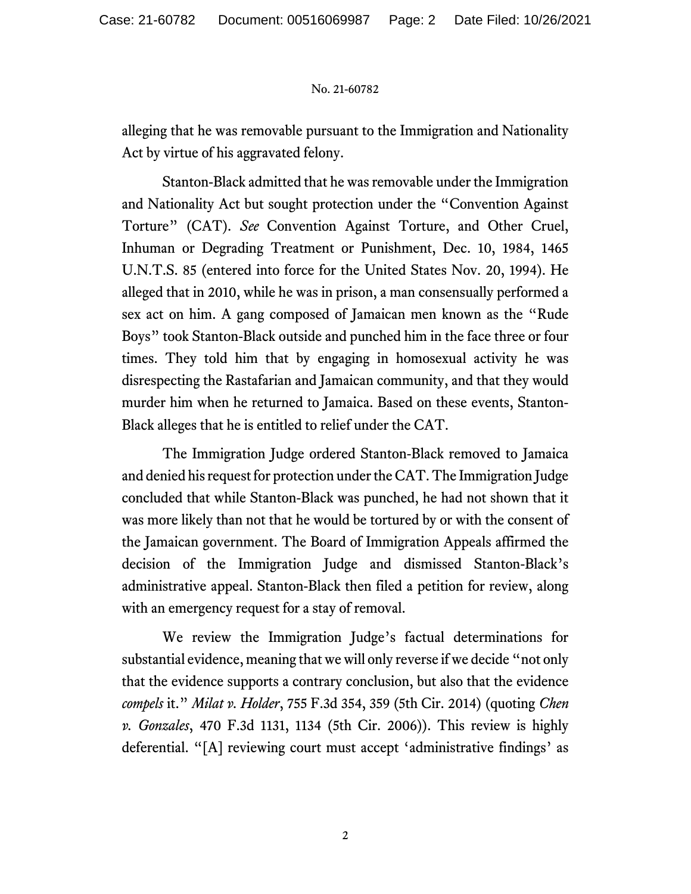alleging that he was removable pursuant to the Immigration and Nationality Act by virtue of his aggravated felony.

Stanton-Black admitted that he was removable under the Immigration and Nationality Act but sought protection under the "Convention Against Torture" (CAT). *See* Convention Against Torture, and Other Cruel, Inhuman or Degrading Treatment or Punishment, Dec. 10, 1984, 1465 U.N.T.S. 85 (entered into force for the United States Nov. 20, 1994). He alleged that in 2010, while he was in prison, a man consensually performed a sex act on him. A gang composed of Jamaican men known as the "Rude Boys" took Stanton-Black outside and punched him in the face three or four times. They told him that by engaging in homosexual activity he was disrespecting the Rastafarian and Jamaican community, and that they would murder him when he returned to Jamaica. Based on these events, Stanton-Black alleges that he is entitled to relief under the CAT.

The Immigration Judge ordered Stanton-Black removed to Jamaica and denied his request for protection under the CAT. The Immigration Judge concluded that while Stanton-Black was punched, he had not shown that it was more likely than not that he would be tortured by or with the consent of the Jamaican government. The Board of Immigration Appeals affirmed the decision of the Immigration Judge and dismissed Stanton-Black's administrative appeal. Stanton-Black then filed a petition for review, along with an emergency request for a stay of removal.

We review the Immigration Judge's factual determinations for substantial evidence, meaning that we will only reverse if we decide "not only that the evidence supports a contrary conclusion, but also that the evidence *compels* it." *Milat v. Holder*, 755 F.3d 354, 359 (5th Cir. 2014) (quoting *Chen v. Gonzales*, 470 F.3d 1131, 1134 (5th Cir. 2006)). This review is highly deferential. "[A] reviewing court must accept 'administrative findings' as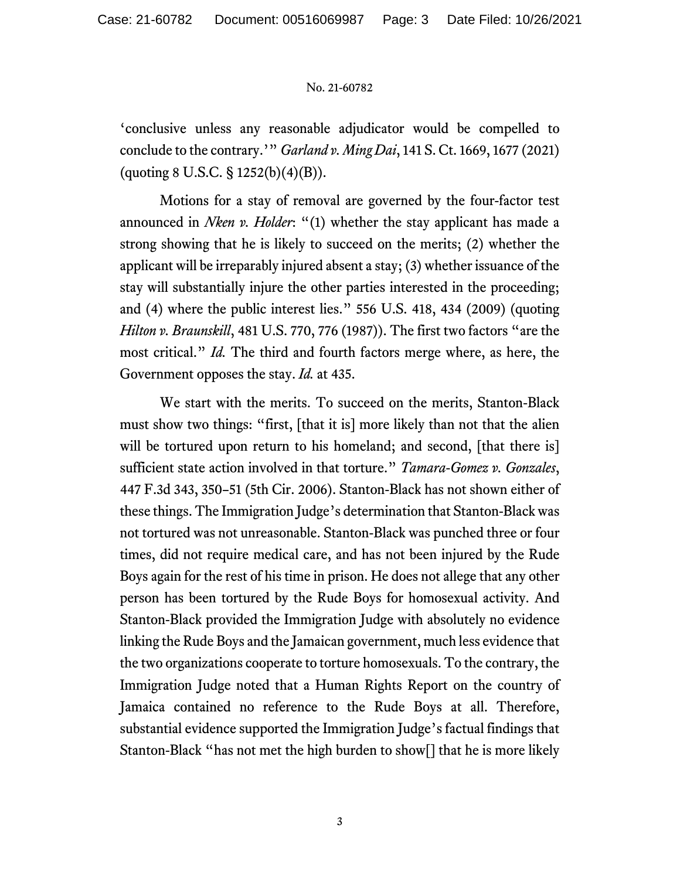‘conclusive unless any reasonable adjudicator would be compelled to conclude to the contrary.’” *Garland v. Ming Dai*, 141 S. Ct. 1669, 1677 (2021) (quoting 8 U.S.C. § 1252(b)(4)(B)).

Motions for a stay of removal are governed by the four-factor test announced in *Nken v. Holder*: “(1) whether the stay applicant has made a strong showing that he is likely to succeed on the merits; (2) whether the applicant will be irreparably injured absent a stay; (3) whether issuance of the stay will substantially injure the other parties interested in the proceeding; and (4) where the public interest lies.” 556 U.S. 418, 434 (2009) (quoting *Hilton v. Braunskill*, 481 U.S. 770, 776 (1987)). The first two factors “are the most critical.” *Id.* The third and fourth factors merge where, as here, the Government opposes the stay. *Id.* at 435.

We start with the merits. To succeed on the merits, Stanton-Black must show two things: “first, [that it is] more likely than not that the alien will be tortured upon return to his homeland; and second, [that there is] sufficient state action involved in that torture.” *Tamara-Gomez v. Gonzales*, 447 F.3d 343, 350–51 (5th Cir. 2006). Stanton-Black has not shown either of these things. The Immigration Judge’s determination that Stanton-Black was not tortured was not unreasonable. Stanton-Black was punched three or four times, did not require medical care, and has not been injured by the Rude Boys again for the rest of his time in prison. He does not allege that any other person has been tortured by the Rude Boys for homosexual activity. And Stanton-Black provided the Immigration Judge with absolutely no evidence linking the Rude Boys and the Jamaican government, much less evidence that the two organizations cooperate to torture homosexuals. To the contrary, the Immigration Judge noted that a Human Rights Report on the country of Jamaica contained no reference to the Rude Boys at all. Therefore, substantial evidence supported the Immigration Judge’s factual findings that Stanton-Black “has not met the high burden to show[] that he is more likely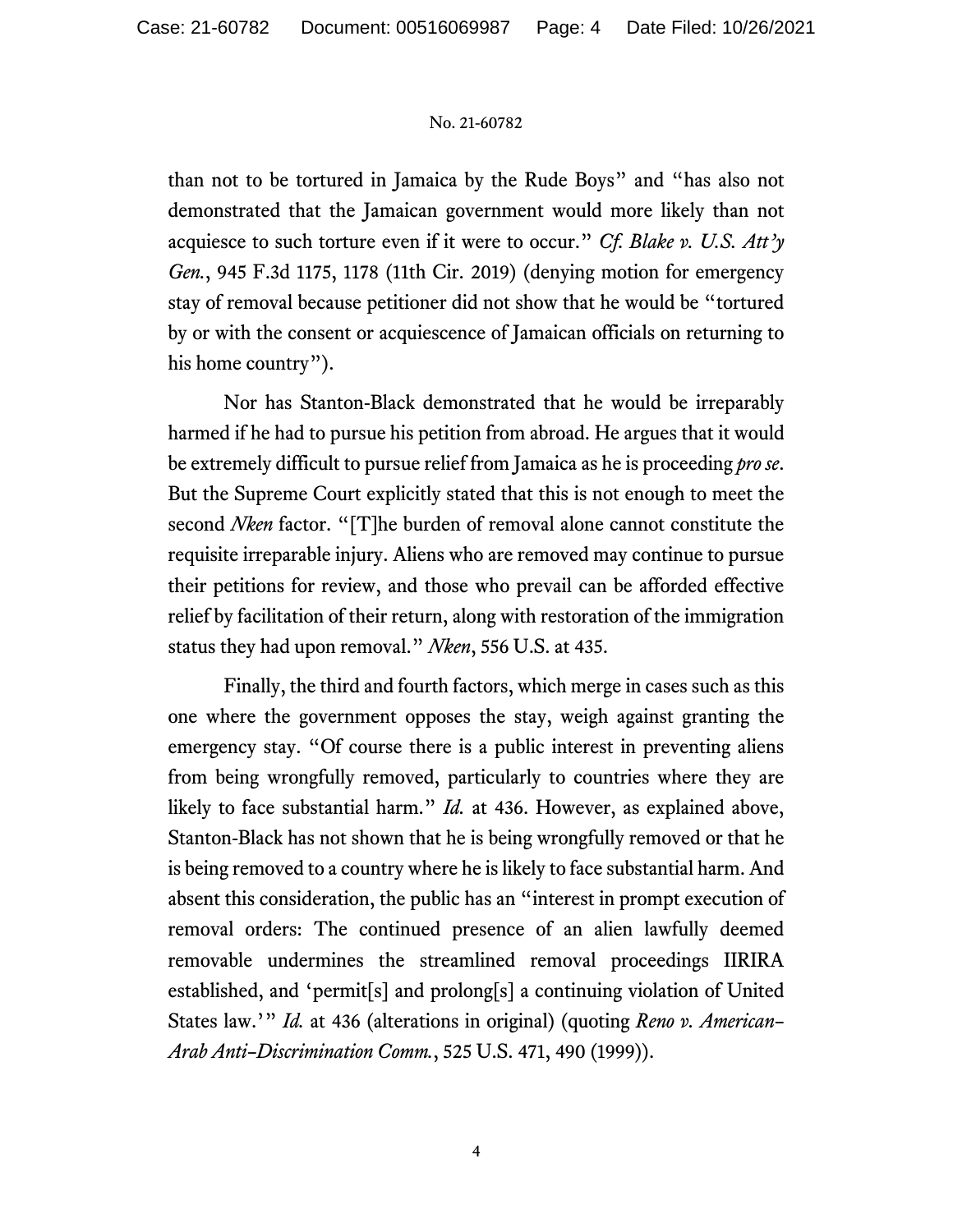than not to be tortured in Jamaica by the Rude Boys" and "has also not demonstrated that the Jamaican government would more likely than not acquiesce to such torture even if it were to occur." *Cf. Blake v. U.S. Att'y Gen.*, 945 F.3d 1175, 1178 (11th Cir. 2019) (denying motion for emergency stay of removal because petitioner did not show that he would be "tortured by or with the consent or acquiescence of Jamaican officials on returning to his home country").

Nor has Stanton-Black demonstrated that he would be irreparably harmed if he had to pursue his petition from abroad. He argues that it would be extremely difficult to pursue relief from Jamaica as he is proceeding *pro se*. But the Supreme Court explicitly stated that this is not enough to meet the second *Nken* factor. "[T]he burden of removal alone cannot constitute the requisite irreparable injury. Aliens who are removed may continue to pursue their petitions for review, and those who prevail can be afforded effective relief by facilitation of their return, along with restoration of the immigration status they had upon removal." *Nken*, 556 U.S. at 435.

Finally, the third and fourth factors, which merge in cases such as this one where the government opposes the stay, weigh against granting the emergency stay. "Of course there is a public interest in preventing aliens from being wrongfully removed, particularly to countries where they are likely to face substantial harm." *Id.* at 436. However, as explained above, Stanton-Black has not shown that he is being wrongfully removed or that he is being removed to a country where he is likely to face substantial harm. And absent this consideration, the public has an "interest in prompt execution of removal orders: The continued presence of an alien lawfully deemed removable undermines the streamlined removal proceedings IIRIRA established, and 'permit[s] and prolong[s] a continuing violation of United States law.'" *Id.* at 436 (alterations in original) (quoting *Reno v. American–Arab Anti–Discrimination Comm.*, 525 U.S. 471, 490 (1999)).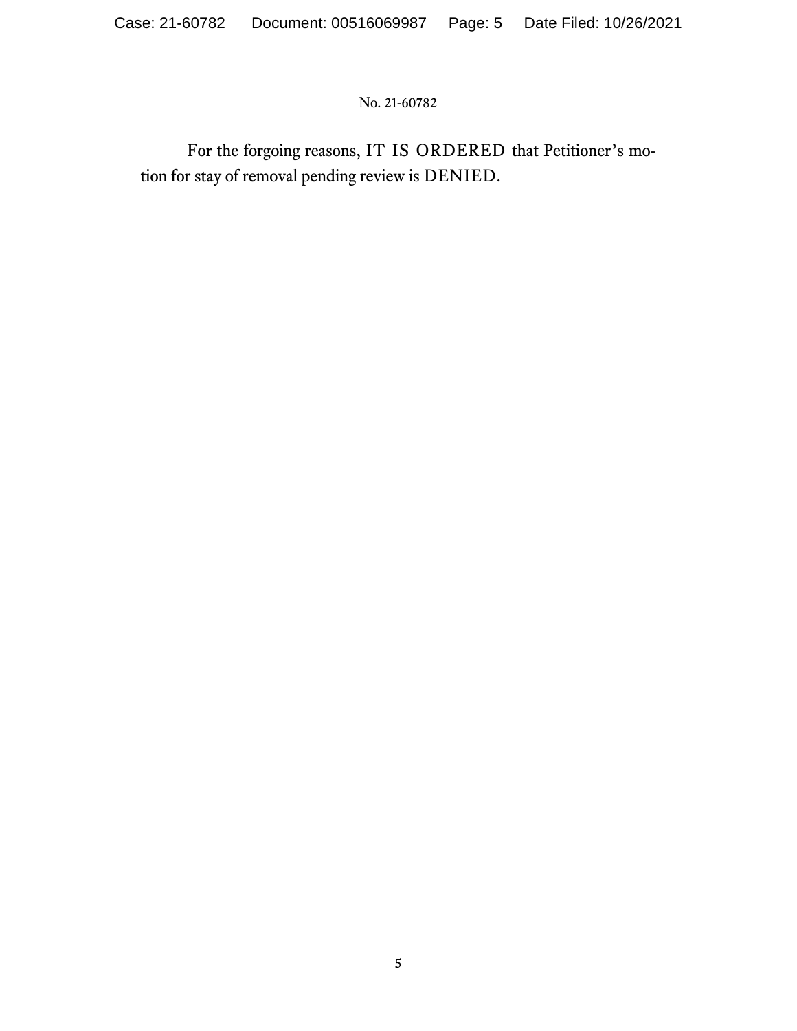No. 21-60782

For the forgoing reasons, IT IS ORDERED that Petitioner's motion for stay of removal pending review is DENIED.